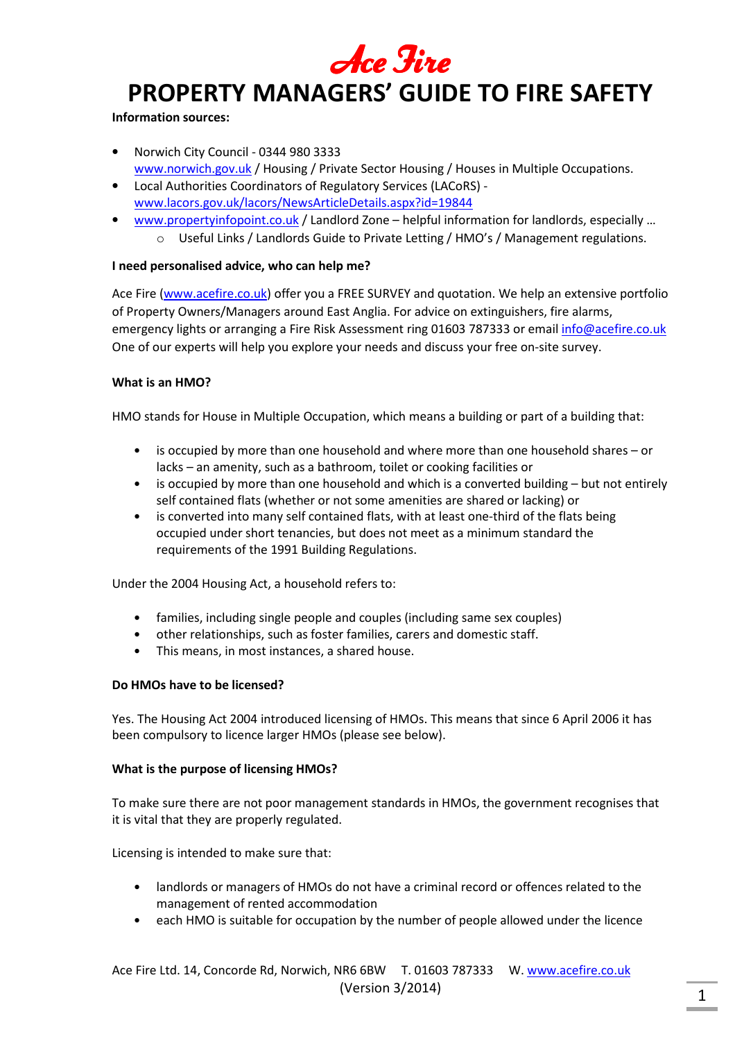Ace Fire

# PROPERTY MANAGERS' GUIDE TO FIRE SAFETY

**Information sources:**

- Norwich City Council - 0344 980 3333
  www.norwich.gov.uk / Housing / Private Sector Housing / Houses in Multiple Occupations.
- Local Authorities Coordinators of Regulatory Services (LACoRS) -
  www.lacors.gov.uk/lacors/NewsArticleDetails.aspx?id=19844
- www.propertyinfopoint.co.uk / Landlord Zone – helpful information for landlords, especially …
  - Useful Links / Landlords Guide to Private Letting / HMO's / Management regulations.

**I need personalised advice, who can help me?**

Ace Fire (www.acefire.co.uk) offer you a FREE SURVEY and quotation. We help an extensive portfolio of Property Owners/Managers around East Anglia. For advice on extinguishers, fire alarms, emergency lights or arranging a Fire Risk Assessment ring 01603 787333 or email info@acefire.co.uk One of our experts will help you explore your needs and discuss your free on-site survey.

**What is an HMO?**

HMO stands for House in Multiple Occupation, which means a building or part of a building that:

- is occupied by more than one household and where more than one household shares – or lacks – an amenity, such as a bathroom, toilet or cooking facilities or
- is occupied by more than one household and which is a converted building – but not entirely self contained flats (whether or not some amenities are shared or lacking) or
- is converted into many self contained flats, with at least one-third of the flats being occupied under short tenancies, but does not meet as a minimum standard the requirements of the 1991 Building Regulations.

Under the 2004 Housing Act, a household refers to:

- families, including single people and couples (including same sex couples)
- other relationships, such as foster families, carers and domestic staff.
- This means, in most instances, a shared house.

**Do HMOs have to be licensed?**

Yes. The Housing Act 2004 introduced licensing of HMOs. This means that since 6 April 2006 it has been compulsory to licence larger HMOs (please see below).

**What is the purpose of licensing HMOs?**

To make sure there are not poor management standards in HMOs, the government recognises that it is vital that they are properly regulated.

Licensing is intended to make sure that:

- landlords or managers of HMOs do not have a criminal record or offences related to the management of rented accommodation
- each HMO is suitable for occupation by the number of people allowed under the licence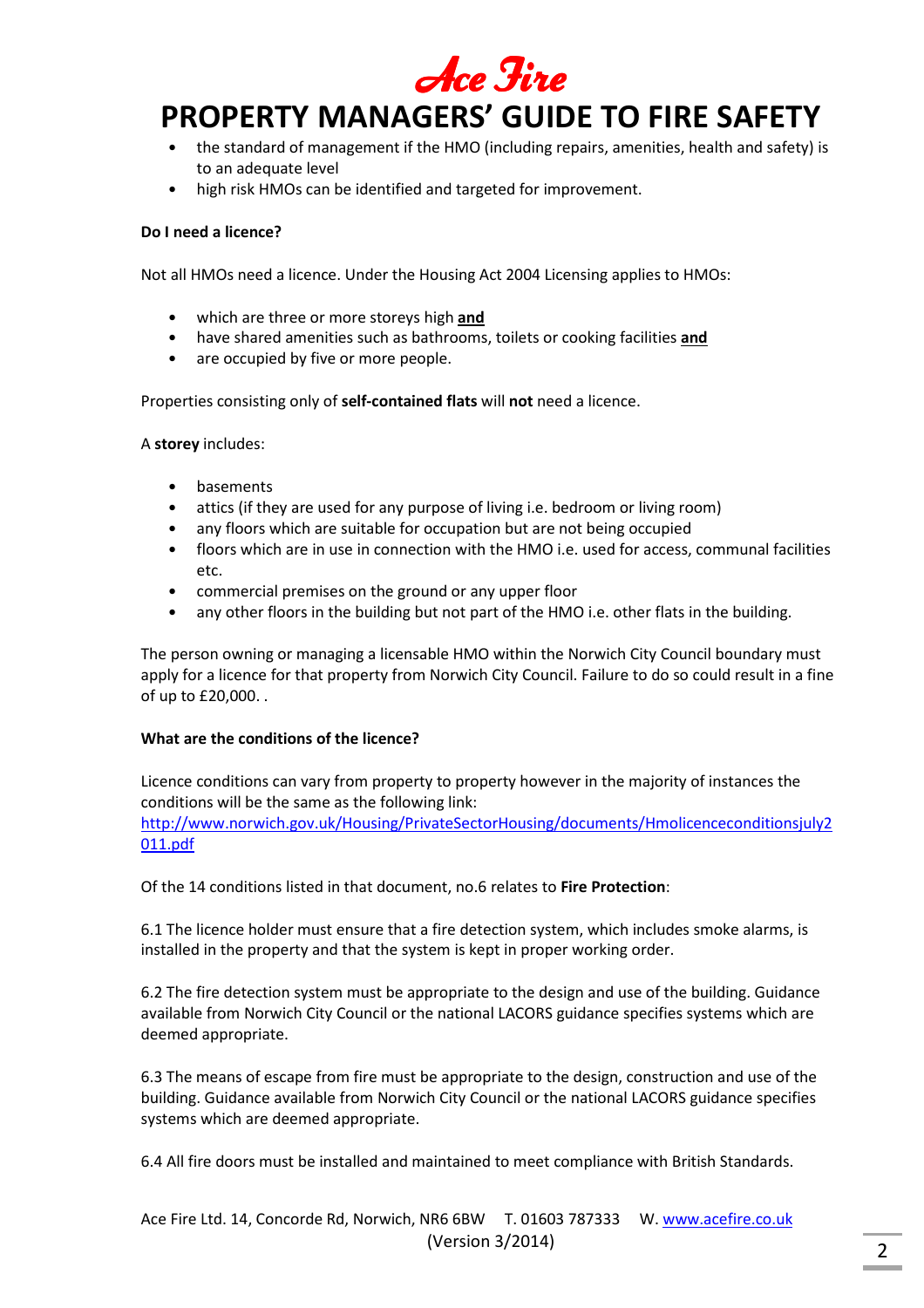- the standard of management if the HMO (including repairs, amenities, health and safety) is to an adequate level
- high risk HMOs can be identified and targeted for improvement.

**Do I need a licence?**

Not all HMOs need a licence. Under the Housing Act 2004 Licensing applies to HMOs:

- which are three or more storeys high **and**
- have shared amenities such as bathrooms, toilets or cooking facilities **and**
- are occupied by five or more people.

Properties consisting only of **self-contained flats** will **not** need a licence.

A **storey** includes:

- basements
- attics (if they are used for any purpose of living i.e. bedroom or living room)
- any floors which are suitable for occupation but are not being occupied
- floors which are in use in connection with the HMO i.e. used for access, communal facilities etc.
- commercial premises on the ground or any upper floor
- any other floors in the building but not part of the HMO i.e. other flats in the building.

The person owning or managing a licensable HMO within the Norwich City Council boundary must apply for a licence for that property from Norwich City Council. Failure to do so could result in a fine of up to £20,000. .

**What are the conditions of the licence?**

Licence conditions can vary from property to property however in the majority of instances the conditions will be the same as the following link:
http://www.norwich.gov.uk/Housing/PrivateSectorHousing/documents/Hmolicenceconditionsjuly2011.pdf

Of the 14 conditions listed in that document, no.6 relates to **Fire Protection**:

6.1 The licence holder must ensure that a fire detection system, which includes smoke alarms, is installed in the property and that the system is kept in proper working order.

6.2 The fire detection system must be appropriate to the design and use of the building. Guidance available from Norwich City Council or the national LACORS guidance specifies systems which are deemed appropriate.

6.3 The means of escape from fire must be appropriate to the design, construction and use of the building. Guidance available from Norwich City Council or the national LACORS guidance specifies systems which are deemed appropriate.

6.4 All fire doors must be installed and maintained to meet compliance with British Standards.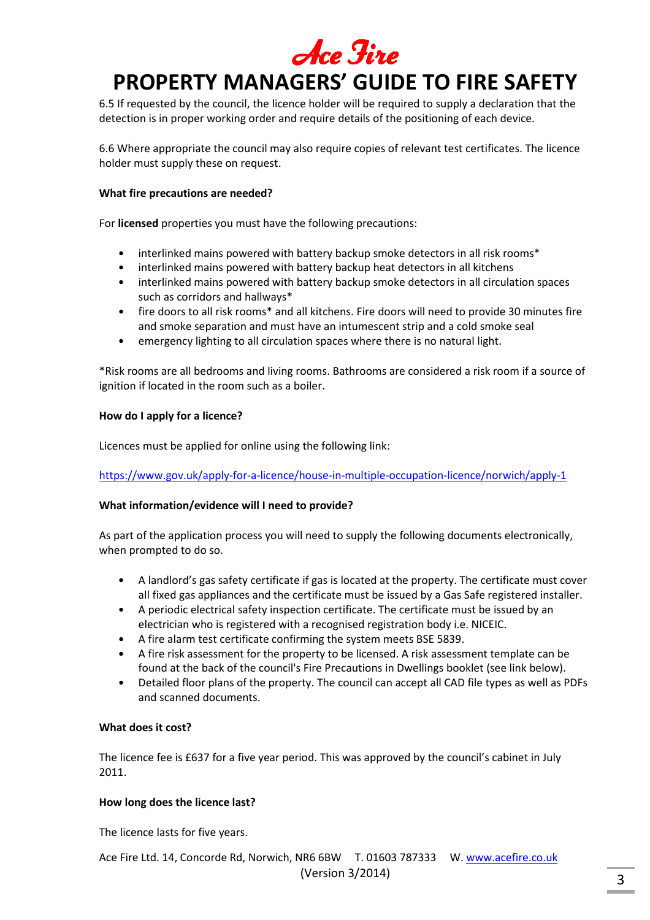6.5 If requested by the council, the licence holder will be required to supply a declaration that the detection is in proper working order and require details of the positioning of each device.

6.6 Where appropriate the council may also require copies of relevant test certificates. The licence holder must supply these on request.

**What fire precautions are needed?**

For **licensed** properties you must have the following precautions:

- interlinked mains powered with battery backup smoke detectors in all risk rooms*
- interlinked mains powered with battery backup heat detectors in all kitchens
- interlinked mains powered with battery backup smoke detectors in all circulation spaces such as corridors and hallways*
- fire doors to all risk rooms* and all kitchens. Fire doors will need to provide 30 minutes fire and smoke separation and must have an intumescent strip and a cold smoke seal
- emergency lighting to all circulation spaces where there is no natural light.

*Risk rooms are all bedrooms and living rooms. Bathrooms are considered a risk room if a source of ignition if located in the room such as a boiler.

**How do I apply for a licence?**

Licences must be applied for online using the following link:

https://www.gov.uk/apply-for-a-licence/house-in-multiple-occupation-licence/norwich/apply-1

**What information/evidence will I need to provide?**

As part of the application process you will need to supply the following documents electronically, when prompted to do so.

- A landlord's gas safety certificate if gas is located at the property. The certificate must cover all fixed gas appliances and the certificate must be issued by a Gas Safe registered installer.
- A periodic electrical safety inspection certificate. The certificate must be issued by an electrician who is registered with a recognised registration body i.e. NICEIC.
- A fire alarm test certificate confirming the system meets BSE 5839.
- A fire risk assessment for the property to be licensed. A risk assessment template can be found at the back of the council's Fire Precautions in Dwellings booklet (see link below).
- Detailed floor plans of the property. The council can accept all CAD file types as well as PDFs and scanned documents.

**What does it cost?**

The licence fee is £637 for a five year period. This was approved by the council's cabinet in July 2011.

**How long does the licence last?**

The licence lasts for five years.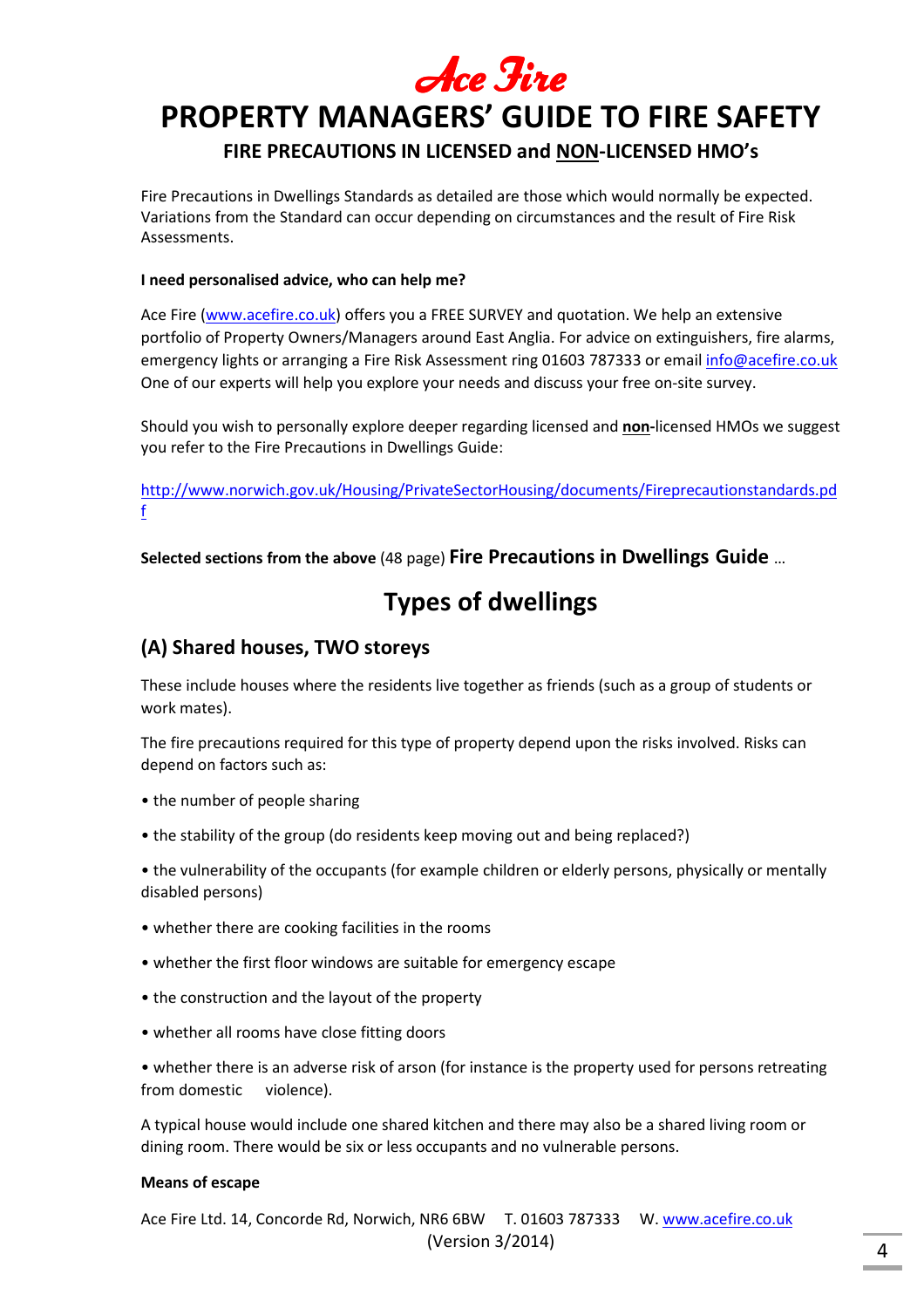Ace Fire

# PROPERTY MANAGERS' GUIDE TO FIRE SAFETY

## FIRE PRECAUTIONS IN LICENSED and NON-LICENSED HMO's

Fire Precautions in Dwellings Standards as detailed are those which would normally be expected. Variations from the Standard can occur depending on circumstances and the result of Fire Risk Assessments.

**I need personalised advice, who can help me?**

Ace Fire (www.acefire.co.uk) offers you a FREE SURVEY and quotation. We help an extensive portfolio of Property Owners/Managers around East Anglia. For advice on extinguishers, fire alarms, emergency lights or arranging a Fire Risk Assessment ring 01603 787333 or email info@acefire.co.uk One of our experts will help you explore your needs and discuss your free on-site survey.

Should you wish to personally explore deeper regarding licensed and **non-**licensed HMOs we suggest you refer to the Fire Precautions in Dwellings Guide:

http://www.norwich.gov.uk/Housing/PrivateSectorHousing/documents/Fireprecautionstandards.pdf

**Selected sections from the above** (48 page) **Fire Precautions in Dwellings Guide** …

# Types of dwellings

## (A) Shared houses, TWO storeys

These include houses where the residents live together as friends (such as a group of students or work mates).

The fire precautions required for this type of property depend upon the risks involved. Risks can depend on factors such as:

- the number of people sharing
- the stability of the group (do residents keep moving out and being replaced?)
- the vulnerability of the occupants (for example children or elderly persons, physically or mentally disabled persons)
- whether there are cooking facilities in the rooms
- whether the first floor windows are suitable for emergency escape
- the construction and the layout of the property
- whether all rooms have close fitting doors
- whether there is an adverse risk of arson (for instance is the property used for persons retreating from domestic violence).

A typical house would include one shared kitchen and there may also be a shared living room or dining room. There would be six or less occupants and no vulnerable persons.

**Means of escape**

Ace Fire Ltd. 14, Concorde Rd, Norwich, NR6 6BW T. 01603 787333 W. www.acefire.co.uk
(Version 3/2014)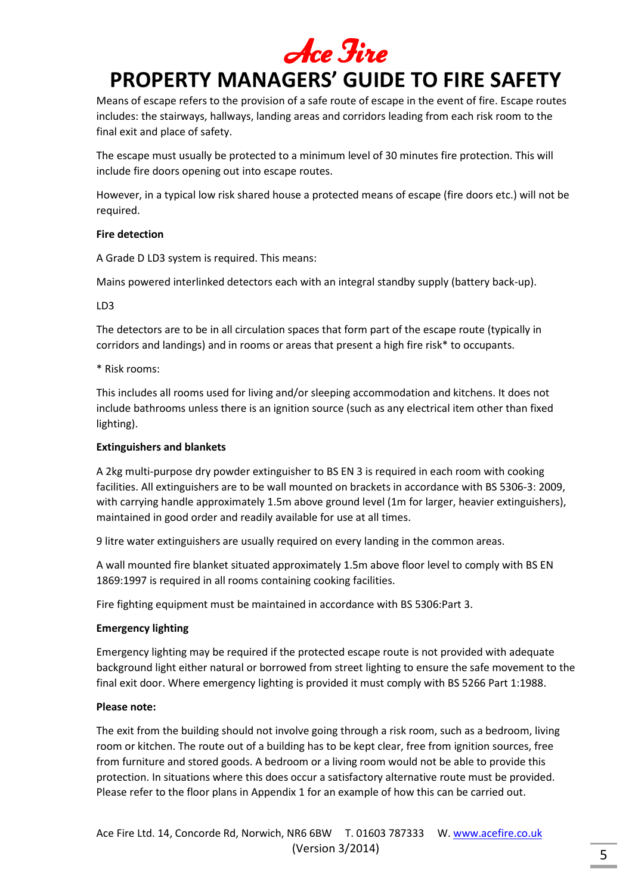Means of escape refers to the provision of a safe route of escape in the event of fire. Escape routes includes: the stairways, hallways, landing areas and corridors leading from each risk room to the final exit and place of safety.

The escape must usually be protected to a minimum level of 30 minutes fire protection. This will include fire doors opening out into escape routes.

However, in a typical low risk shared house a protected means of escape (fire doors etc.) will not be required.

**Fire detection**

A Grade D LD3 system is required. This means:

Mains powered interlinked detectors each with an integral standby supply (battery back-up).

LD3

The detectors are to be in all circulation spaces that form part of the escape route (typically in corridors and landings) and in rooms or areas that present a high fire risk* to occupants.

* Risk rooms:

This includes all rooms used for living and/or sleeping accommodation and kitchens. It does not include bathrooms unless there is an ignition source (such as any electrical item other than fixed lighting).

**Extinguishers and blankets**

A 2kg multi-purpose dry powder extinguisher to BS EN 3 is required in each room with cooking facilities. All extinguishers are to be wall mounted on brackets in accordance with BS 5306-3: 2009, with carrying handle approximately 1.5m above ground level (1m for larger, heavier extinguishers), maintained in good order and readily available for use at all times.

9 litre water extinguishers are usually required on every landing in the common areas.

A wall mounted fire blanket situated approximately 1.5m above floor level to comply with BS EN 1869:1997 is required in all rooms containing cooking facilities.

Fire fighting equipment must be maintained in accordance with BS 5306:Part 3.

**Emergency lighting**

Emergency lighting may be required if the protected escape route is not provided with adequate background light either natural or borrowed from street lighting to ensure the safe movement to the final exit door. Where emergency lighting is provided it must comply with BS 5266 Part 1:1988.

**Please note:**

The exit from the building should not involve going through a risk room, such as a bedroom, living room or kitchen. The route out of a building has to be kept clear, free from ignition sources, free from furniture and stored goods. A bedroom or a living room would not be able to provide this protection. In situations where this does occur a satisfactory alternative route must be provided. Please refer to the floor plans in Appendix 1 for an example of how this can be carried out.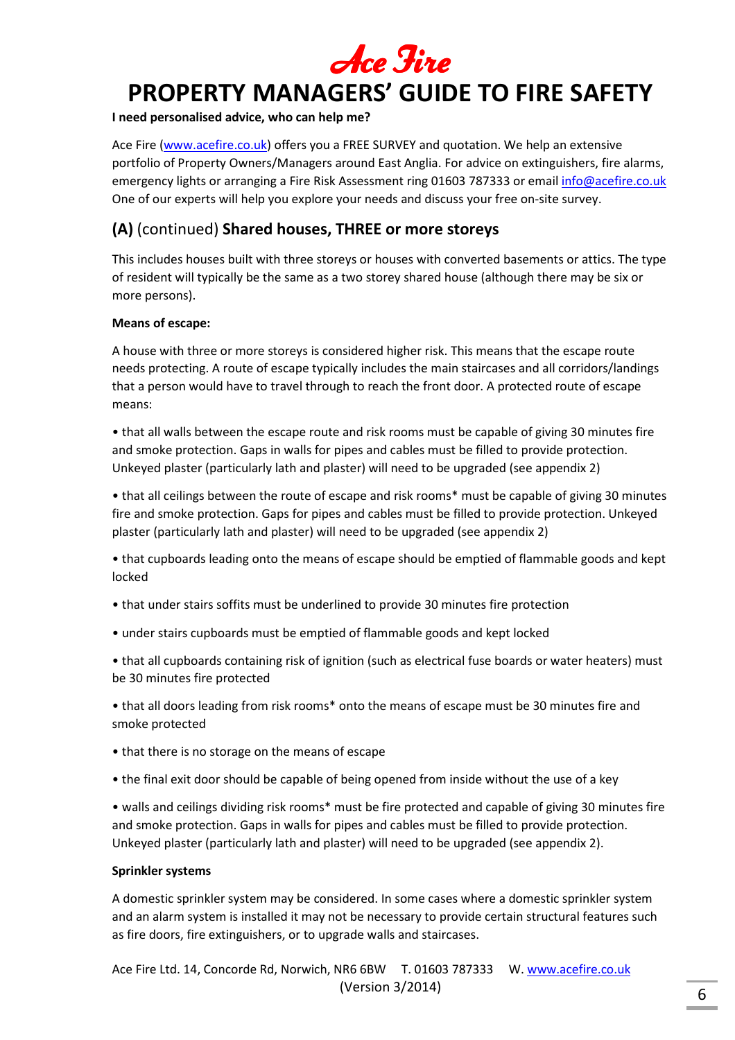# PROPERTY MANAGERS' GUIDE TO FIRE SAFETY

**I need personalised advice, who can help me?**

Ace Fire (www.acefire.co.uk) offers you a FREE SURVEY and quotation. We help an extensive portfolio of Property Owners/Managers around East Anglia. For advice on extinguishers, fire alarms, emergency lights or arranging a Fire Risk Assessment ring 01603 787333 or email info@acefire.co.uk One of our experts will help you explore your needs and discuss your free on-site survey.

## (A) (continued) Shared houses, THREE or more storeys

This includes houses built with three storeys or houses with converted basements or attics. The type of resident will typically be the same as a two storey shared house (although there may be six or more persons).

**Means of escape:**

A house with three or more storeys is considered higher risk. This means that the escape route needs protecting. A route of escape typically includes the main staircases and all corridors/landings that a person would have to travel through to reach the front door. A protected route of escape means:

- that all walls between the escape route and risk rooms must be capable of giving 30 minutes fire and smoke protection. Gaps in walls for pipes and cables must be filled to provide protection. Unkeyed plaster (particularly lath and plaster) will need to be upgraded (see appendix 2)
- that all ceilings between the route of escape and risk rooms* must be capable of giving 30 minutes fire and smoke protection. Gaps for pipes and cables must be filled to provide protection. Unkeyed plaster (particularly lath and plaster) will need to be upgraded (see appendix 2)
- that cupboards leading onto the means of escape should be emptied of flammable goods and kept locked
- that under stairs soffits must be underlined to provide 30 minutes fire protection
- under stairs cupboards must be emptied of flammable goods and kept locked
- that all cupboards containing risk of ignition (such as electrical fuse boards or water heaters) must be 30 minutes fire protected
- that all doors leading from risk rooms* onto the means of escape must be 30 minutes fire and smoke protected
- that there is no storage on the means of escape
- the final exit door should be capable of being opened from inside without the use of a key
- walls and ceilings dividing risk rooms* must be fire protected and capable of giving 30 minutes fire and smoke protection. Gaps in walls for pipes and cables must be filled to provide protection. Unkeyed plaster (particularly lath and plaster) will need to be upgraded (see appendix 2).

**Sprinkler systems**

A domestic sprinkler system may be considered. In some cases where a domestic sprinkler system and an alarm system is installed it may not be necessary to provide certain structural features such as fire doors, fire extinguishers, or to upgrade walls and staircases.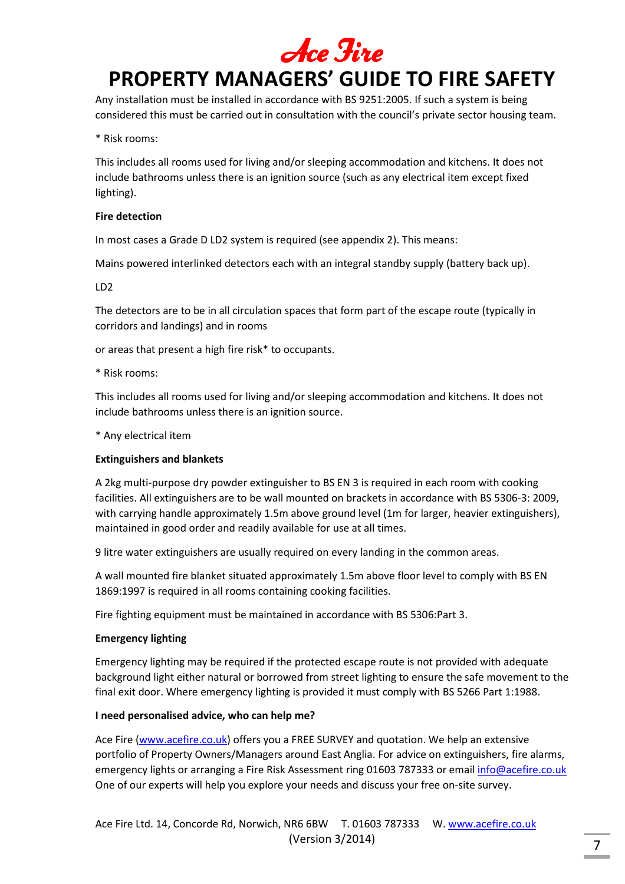Any installation must be installed in accordance with BS 9251:2005. If such a system is being considered this must be carried out in consultation with the council's private sector housing team.

* Risk rooms:

This includes all rooms used for living and/or sleeping accommodation and kitchens. It does not include bathrooms unless there is an ignition source (such as any electrical item except fixed lighting).

**Fire detection**

In most cases a Grade D LD2 system is required (see appendix 2). This means:

Mains powered interlinked detectors each with an integral standby supply (battery back up).

LD2

The detectors are to be in all circulation spaces that form part of the escape route (typically in corridors and landings) and in rooms

or areas that present a high fire risk* to occupants.

* Risk rooms:

This includes all rooms used for living and/or sleeping accommodation and kitchens. It does not include bathrooms unless there is an ignition source.

* Any electrical item

**Extinguishers and blankets**

A 2kg multi-purpose dry powder extinguisher to BS EN 3 is required in each room with cooking facilities. All extinguishers are to be wall mounted on brackets in accordance with BS 5306-3: 2009, with carrying handle approximately 1.5m above ground level (1m for larger, heavier extinguishers), maintained in good order and readily available for use at all times.

9 litre water extinguishers are usually required on every landing in the common areas.

A wall mounted fire blanket situated approximately 1.5m above floor level to comply with BS EN 1869:1997 is required in all rooms containing cooking facilities.

Fire fighting equipment must be maintained in accordance with BS 5306:Part 3.

**Emergency lighting**

Emergency lighting may be required if the protected escape route is not provided with adequate background light either natural or borrowed from street lighting to ensure the safe movement to the final exit door. Where emergency lighting is provided it must comply with BS 5266 Part 1:1988.

**I need personalised advice, who can help me?**

Ace Fire (www.acefire.co.uk) offers you a FREE SURVEY and quotation. We help an extensive portfolio of Property Owners/Managers around East Anglia. For advice on extinguishers, fire alarms, emergency lights or arranging a Fire Risk Assessment ring 01603 787333 or email info@acefire.co.uk One of our experts will help you explore your needs and discuss your free on-site survey.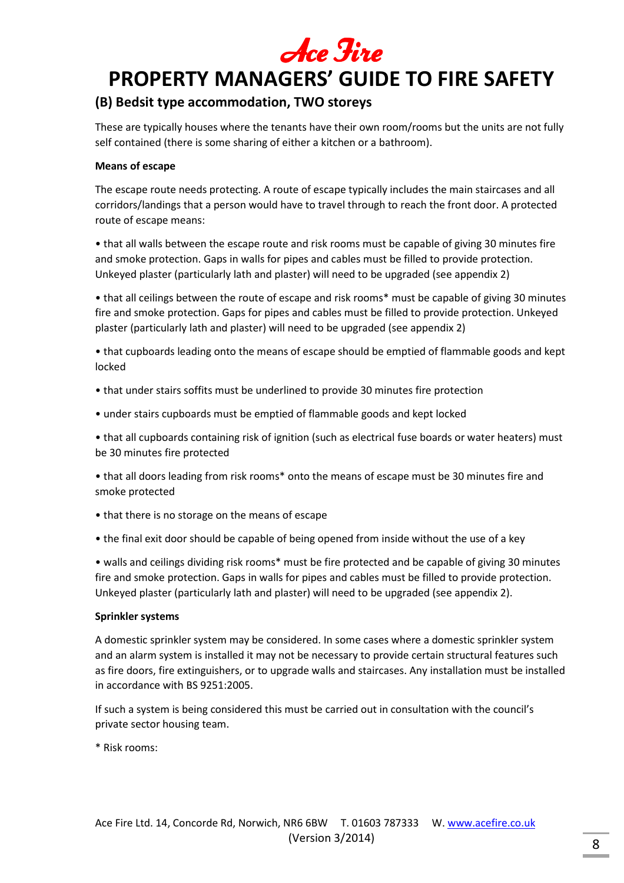Ace Fire

# PROPERTY MANAGERS' GUIDE TO FIRE SAFETY

## (B) Bedsit type accommodation, TWO storeys

These are typically houses where the tenants have their own room/rooms but the units are not fully self contained (there is some sharing of either a kitchen or a bathroom).

**Means of escape**

The escape route needs protecting. A route of escape typically includes the main staircases and all corridors/landings that a person would have to travel through to reach the front door. A protected route of escape means:

• that all walls between the escape route and risk rooms must be capable of giving 30 minutes fire and smoke protection. Gaps in walls for pipes and cables must be filled to provide protection. Unkeyed plaster (particularly lath and plaster) will need to be upgraded (see appendix 2)

• that all ceilings between the route of escape and risk rooms* must be capable of giving 30 minutes fire and smoke protection. Gaps for pipes and cables must be filled to provide protection. Unkeyed plaster (particularly lath and plaster) will need to be upgraded (see appendix 2)

• that cupboards leading onto the means of escape should be emptied of flammable goods and kept locked

• that under stairs soffits must be underlined to provide 30 minutes fire protection

• under stairs cupboards must be emptied of flammable goods and kept locked

• that all cupboards containing risk of ignition (such as electrical fuse boards or water heaters) must be 30 minutes fire protected

• that all doors leading from risk rooms* onto the means of escape must be 30 minutes fire and smoke protected

• that there is no storage on the means of escape

• the final exit door should be capable of being opened from inside without the use of a key

• walls and ceilings dividing risk rooms* must be fire protected and be capable of giving 30 minutes fire and smoke protection. Gaps in walls for pipes and cables must be filled to provide protection. Unkeyed plaster (particularly lath and plaster) will need to be upgraded (see appendix 2).

**Sprinkler systems**

A domestic sprinkler system may be considered. In some cases where a domestic sprinkler system and an alarm system is installed it may not be necessary to provide certain structural features such as fire doors, fire extinguishers, or to upgrade walls and staircases. Any installation must be installed in accordance with BS 9251:2005.

If such a system is being considered this must be carried out in consultation with the council's private sector housing team.

* Risk rooms:

Ace Fire Ltd. 14, Concorde Rd, Norwich, NR6 6BW T. 01603 787333 W. www.acefire.co.uk
(Version 3/2014)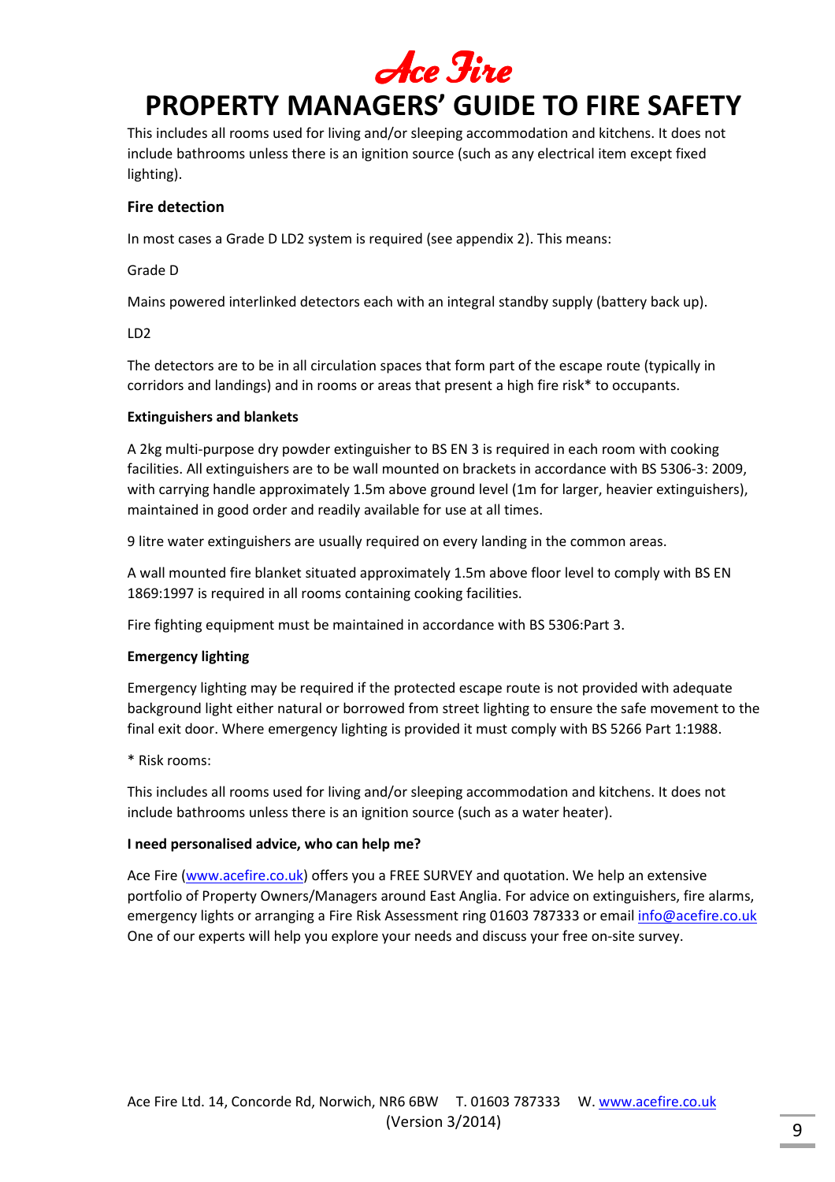This includes all rooms used for living and/or sleeping accommodation and kitchens. It does not include bathrooms unless there is an ignition source (such as any electrical item except fixed lighting).

### Fire detection

In most cases a Grade D LD2 system is required (see appendix 2). This means:

Grade D

Mains powered interlinked detectors each with an integral standby supply (battery back up).

LD2

The detectors are to be in all circulation spaces that form part of the escape route (typically in corridors and landings) and in rooms or areas that present a high fire risk* to occupants.

**Extinguishers and blankets**

A 2kg multi-purpose dry powder extinguisher to BS EN 3 is required in each room with cooking facilities. All extinguishers are to be wall mounted on brackets in accordance with BS 5306-3: 2009, with carrying handle approximately 1.5m above ground level (1m for larger, heavier extinguishers), maintained in good order and readily available for use at all times.

9 litre water extinguishers are usually required on every landing in the common areas.

A wall mounted fire blanket situated approximately 1.5m above floor level to comply with BS EN 1869:1997 is required in all rooms containing cooking facilities.

Fire fighting equipment must be maintained in accordance with BS 5306:Part 3.

**Emergency lighting**

Emergency lighting may be required if the protected escape route is not provided with adequate background light either natural or borrowed from street lighting to ensure the safe movement to the final exit door. Where emergency lighting is provided it must comply with BS 5266 Part 1:1988.

* Risk rooms:

This includes all rooms used for living and/or sleeping accommodation and kitchens. It does not include bathrooms unless there is an ignition source (such as a water heater).

**I need personalised advice, who can help me?**

Ace Fire (www.acefire.co.uk) offers you a FREE SURVEY and quotation. We help an extensive portfolio of Property Owners/Managers around East Anglia. For advice on extinguishers, fire alarms, emergency lights or arranging a Fire Risk Assessment ring 01603 787333 or email info@acefire.co.uk One of our experts will help you explore your needs and discuss your free on-site survey.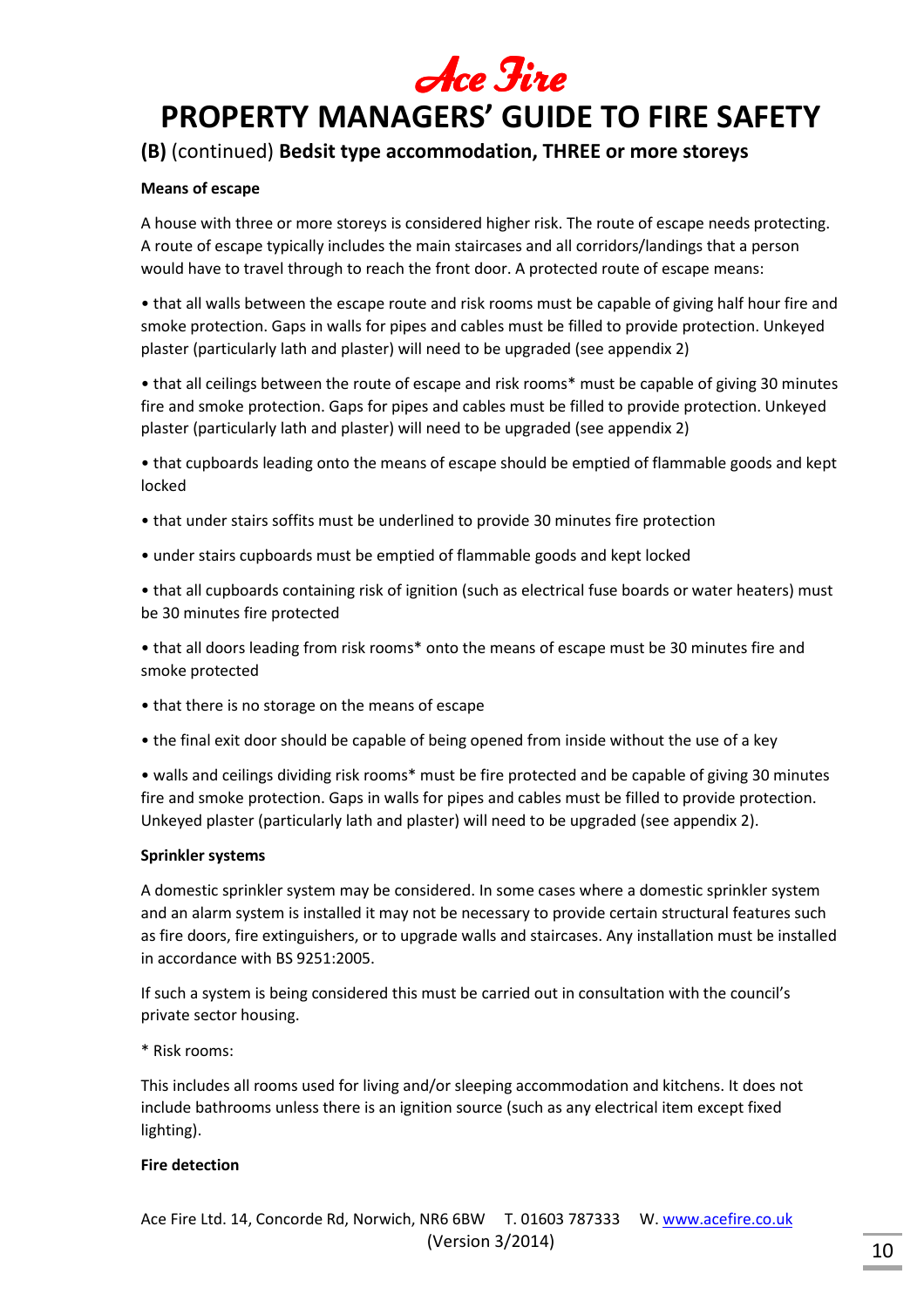## (B) (continued) **Bedsit type accommodation, THREE or more storeys**

**Means of escape**

A house with three or more storeys is considered higher risk. The route of escape needs protecting. A route of escape typically includes the main staircases and all corridors/landings that a person would have to travel through to reach the front door. A protected route of escape means:

- that all walls between the escape route and risk rooms must be capable of giving half hour fire and smoke protection. Gaps in walls for pipes and cables must be filled to provide protection. Unkeyed plaster (particularly lath and plaster) will need to be upgraded (see appendix 2)
- that all ceilings between the route of escape and risk rooms* must be capable of giving 30 minutes fire and smoke protection. Gaps for pipes and cables must be filled to provide protection. Unkeyed plaster (particularly lath and plaster) will need to be upgraded (see appendix 2)
- that cupboards leading onto the means of escape should be emptied of flammable goods and kept locked
- that under stairs soffits must be underlined to provide 30 minutes fire protection
- under stairs cupboards must be emptied of flammable goods and kept locked
- that all cupboards containing risk of ignition (such as electrical fuse boards or water heaters) must be 30 minutes fire protected
- that all doors leading from risk rooms* onto the means of escape must be 30 minutes fire and smoke protected
- that there is no storage on the means of escape
- the final exit door should be capable of being opened from inside without the use of a key
- walls and ceilings dividing risk rooms* must be fire protected and be capable of giving 30 minutes fire and smoke protection. Gaps in walls for pipes and cables must be filled to provide protection. Unkeyed plaster (particularly lath and plaster) will need to be upgraded (see appendix 2).

**Sprinkler systems**

A domestic sprinkler system may be considered. In some cases where a domestic sprinkler system and an alarm system is installed it may not be necessary to provide certain structural features such as fire doors, fire extinguishers, or to upgrade walls and staircases. Any installation must be installed in accordance with BS 9251:2005.

If such a system is being considered this must be carried out in consultation with the council's private sector housing.

\* Risk rooms:

This includes all rooms used for living and/or sleeping accommodation and kitchens. It does not include bathrooms unless there is an ignition source (such as any electrical item except fixed lighting).

**Fire detection**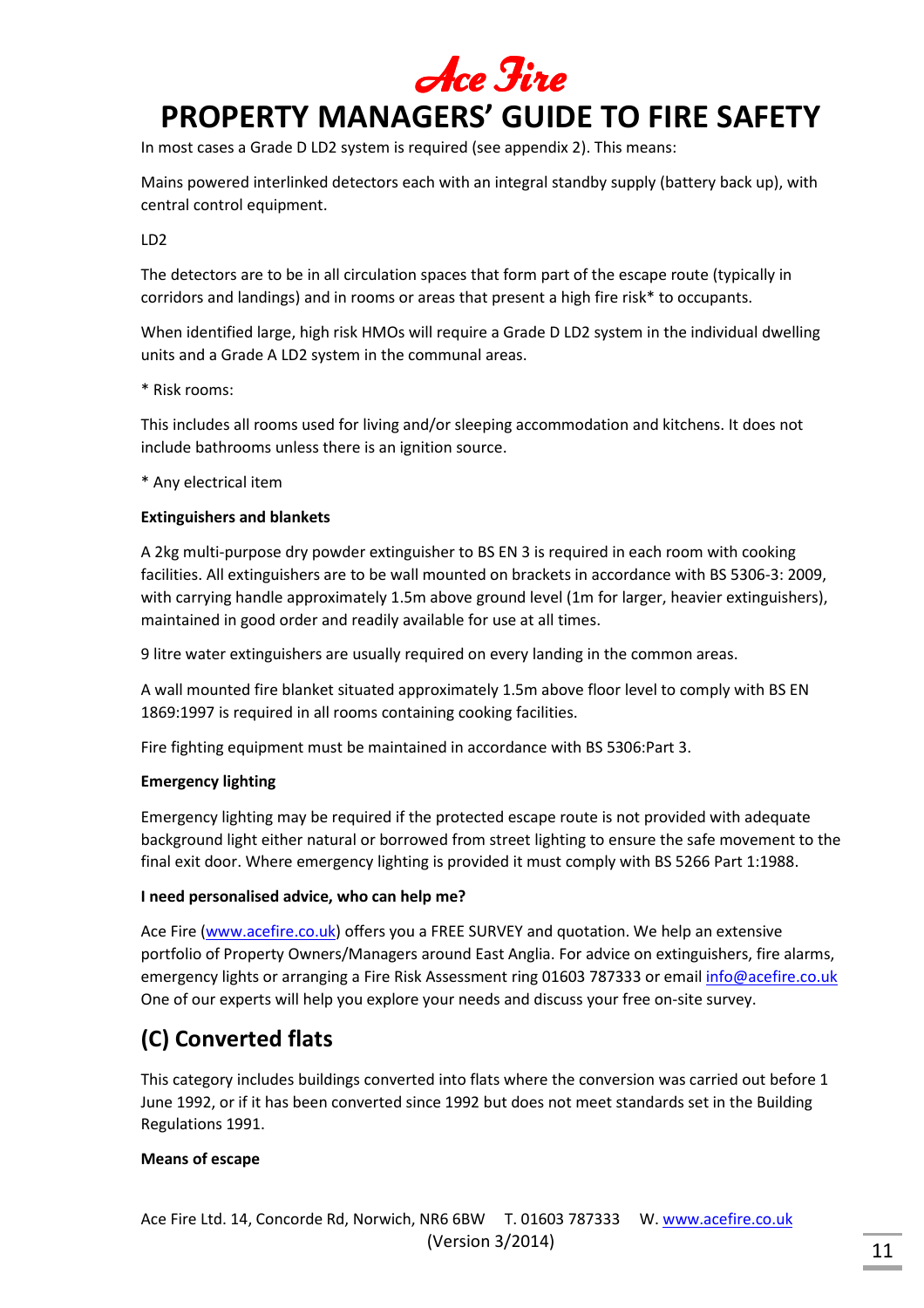In most cases a Grade D LD2 system is required (see appendix 2). This means:

Mains powered interlinked detectors each with an integral standby supply (battery back up), with central control equipment.

LD2

The detectors are to be in all circulation spaces that form part of the escape route (typically in corridors and landings) and in rooms or areas that present a high fire risk* to occupants.

When identified large, high risk HMOs will require a Grade D LD2 system in the individual dwelling units and a Grade A LD2 system in the communal areas.

* Risk rooms:

This includes all rooms used for living and/or sleeping accommodation and kitchens. It does not include bathrooms unless there is an ignition source.

* Any electrical item

**Extinguishers and blankets**

A 2kg multi-purpose dry powder extinguisher to BS EN 3 is required in each room with cooking facilities. All extinguishers are to be wall mounted on brackets in accordance with BS 5306-3: 2009, with carrying handle approximately 1.5m above ground level (1m for larger, heavier extinguishers), maintained in good order and readily available for use at all times.

9 litre water extinguishers are usually required on every landing in the common areas.

A wall mounted fire blanket situated approximately 1.5m above floor level to comply with BS EN 1869:1997 is required in all rooms containing cooking facilities.

Fire fighting equipment must be maintained in accordance with BS 5306:Part 3.

**Emergency lighting**

Emergency lighting may be required if the protected escape route is not provided with adequate background light either natural or borrowed from street lighting to ensure the safe movement to the final exit door. Where emergency lighting is provided it must comply with BS 5266 Part 1:1988.

**I need personalised advice, who can help me?**

Ace Fire (www.acefire.co.uk) offers you a FREE SURVEY and quotation. We help an extensive portfolio of Property Owners/Managers around East Anglia. For advice on extinguishers, fire alarms, emergency lights or arranging a Fire Risk Assessment ring 01603 787333 or email info@acefire.co.uk One of our experts will help you explore your needs and discuss your free on-site survey.

## (C) Converted flats

This category includes buildings converted into flats where the conversion was carried out before 1 June 1992, or if it has been converted since 1992 but does not meet standards set in the Building Regulations 1991.

**Means of escape**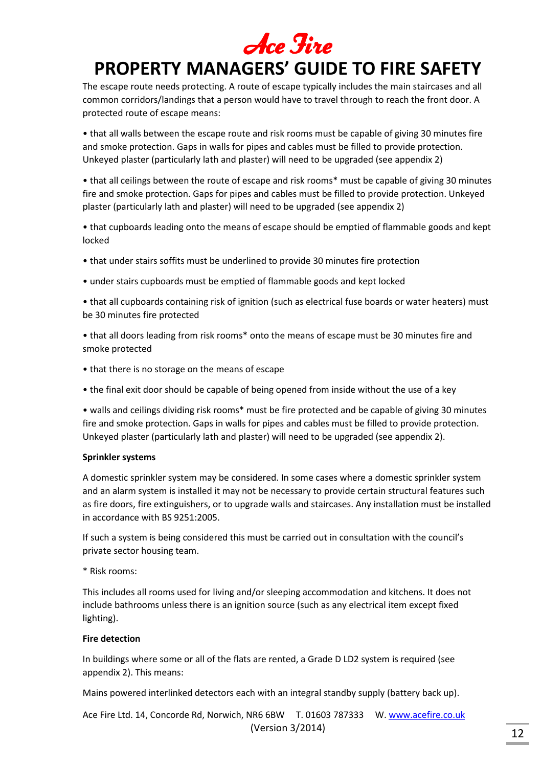The escape route needs protecting. A route of escape typically includes the main staircases and all common corridors/landings that a person would have to travel through to reach the front door. A protected route of escape means:

• that all walls between the escape route and risk rooms must be capable of giving 30 minutes fire and smoke protection. Gaps in walls for pipes and cables must be filled to provide protection. Unkeyed plaster (particularly lath and plaster) will need to be upgraded (see appendix 2)

• that all ceilings between the route of escape and risk rooms* must be capable of giving 30 minutes fire and smoke protection. Gaps for pipes and cables must be filled to provide protection. Unkeyed plaster (particularly lath and plaster) will need to be upgraded (see appendix 2)

• that cupboards leading onto the means of escape should be emptied of flammable goods and kept locked

• that under stairs soffits must be underlined to provide 30 minutes fire protection

• under stairs cupboards must be emptied of flammable goods and kept locked

• that all cupboards containing risk of ignition (such as electrical fuse boards or water heaters) must be 30 minutes fire protected

• that all doors leading from risk rooms* onto the means of escape must be 30 minutes fire and smoke protected

• that there is no storage on the means of escape

• the final exit door should be capable of being opened from inside without the use of a key

• walls and ceilings dividing risk rooms* must be fire protected and be capable of giving 30 minutes fire and smoke protection. Gaps in walls for pipes and cables must be filled to provide protection. Unkeyed plaster (particularly lath and plaster) will need to be upgraded (see appendix 2).

**Sprinkler systems**

A domestic sprinkler system may be considered. In some cases where a domestic sprinkler system and an alarm system is installed it may not be necessary to provide certain structural features such as fire doors, fire extinguishers, or to upgrade walls and staircases. Any installation must be installed in accordance with BS 9251:2005.

If such a system is being considered this must be carried out in consultation with the council's private sector housing team.

* Risk rooms:

This includes all rooms used for living and/or sleeping accommodation and kitchens. It does not include bathrooms unless there is an ignition source (such as any electrical item except fixed lighting).

**Fire detection**

In buildings where some or all of the flats are rented, a Grade D LD2 system is required (see appendix 2). This means:

Mains powered interlinked detectors each with an integral standby supply (battery back up).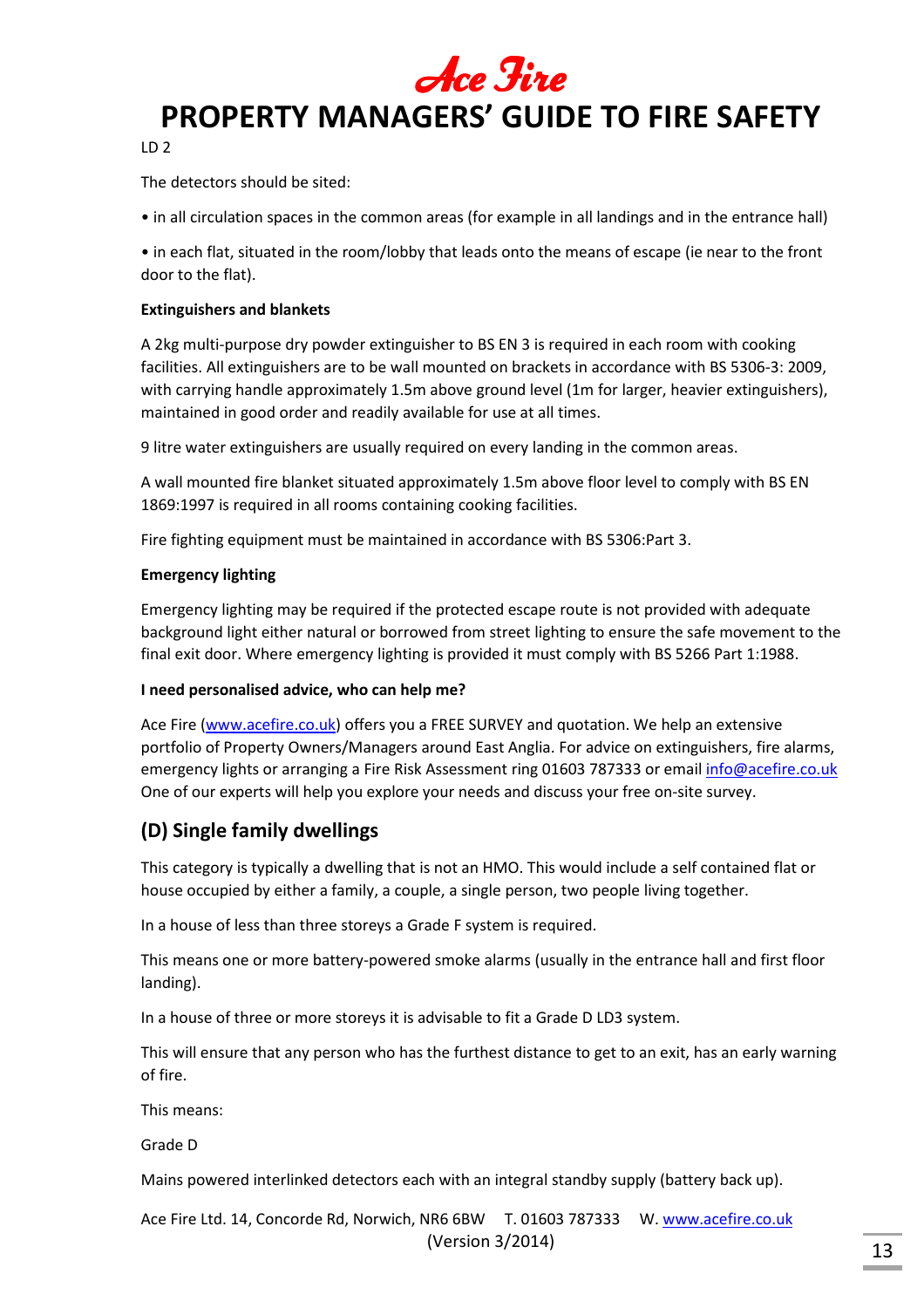LD 2

The detectors should be sited:

• in all circulation spaces in the common areas (for example in all landings and in the entrance hall)

• in each flat, situated in the room/lobby that leads onto the means of escape (ie near to the front door to the flat).

**Extinguishers and blankets**

A 2kg multi-purpose dry powder extinguisher to BS EN 3 is required in each room with cooking facilities. All extinguishers are to be wall mounted on brackets in accordance with BS 5306-3: 2009, with carrying handle approximately 1.5m above ground level (1m for larger, heavier extinguishers), maintained in good order and readily available for use at all times.

9 litre water extinguishers are usually required on every landing in the common areas.

A wall mounted fire blanket situated approximately 1.5m above floor level to comply with BS EN 1869:1997 is required in all rooms containing cooking facilities.

Fire fighting equipment must be maintained in accordance with BS 5306:Part 3.

**Emergency lighting**

Emergency lighting may be required if the protected escape route is not provided with adequate background light either natural or borrowed from street lighting to ensure the safe movement to the final exit door. Where emergency lighting is provided it must comply with BS 5266 Part 1:1988.

**I need personalised advice, who can help me?**

Ace Fire (www.acefire.co.uk) offers you a FREE SURVEY and quotation. We help an extensive portfolio of Property Owners/Managers around East Anglia. For advice on extinguishers, fire alarms, emergency lights or arranging a Fire Risk Assessment ring 01603 787333 or email info@acefire.co.uk One of our experts will help you explore your needs and discuss your free on-site survey.

## (D) Single family dwellings

This category is typically a dwelling that is not an HMO. This would include a self contained flat or house occupied by either a family, a couple, a single person, two people living together.

In a house of less than three storeys a Grade F system is required.

This means one or more battery-powered smoke alarms (usually in the entrance hall and first floor landing).

In a house of three or more storeys it is advisable to fit a Grade D LD3 system.

This will ensure that any person who has the furthest distance to get to an exit, has an early warning of fire.

This means:

Grade D

Mains powered interlinked detectors each with an integral standby supply (battery back up).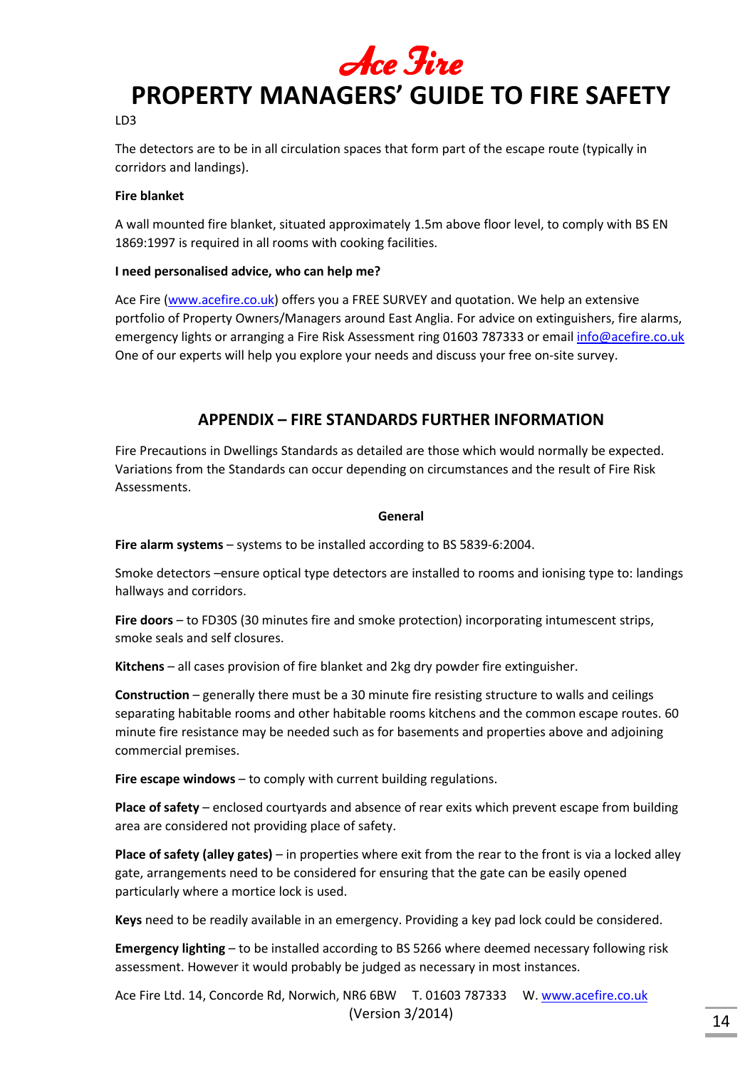LD3

The detectors are to be in all circulation spaces that form part of the escape route (typically in corridors and landings).

**Fire blanket**

A wall mounted fire blanket, situated approximately 1.5m above floor level, to comply with BS EN 1869:1997 is required in all rooms with cooking facilities.

**I need personalised advice, who can help me?**

Ace Fire (www.acefire.co.uk) offers you a FREE SURVEY and quotation. We help an extensive portfolio of Property Owners/Managers around East Anglia. For advice on extinguishers, fire alarms, emergency lights or arranging a Fire Risk Assessment ring 01603 787333 or email info@acefire.co.uk One of our experts will help you explore your needs and discuss your free on-site survey.

## APPENDIX – FIRE STANDARDS FURTHER INFORMATION

Fire Precautions in Dwellings Standards as detailed are those which would normally be expected. Variations from the Standards can occur depending on circumstances and the result of Fire Risk Assessments.

**General**

**Fire alarm systems** – systems to be installed according to BS 5839-6:2004.

Smoke detectors –ensure optical type detectors are installed to rooms and ionising type to: landings hallways and corridors.

**Fire doors** – to FD30S (30 minutes fire and smoke protection) incorporating intumescent strips, smoke seals and self closures.

**Kitchens** – all cases provision of fire blanket and 2kg dry powder fire extinguisher.

**Construction** – generally there must be a 30 minute fire resisting structure to walls and ceilings separating habitable rooms and other habitable rooms kitchens and the common escape routes. 60 minute fire resistance may be needed such as for basements and properties above and adjoining commercial premises.

**Fire escape windows** – to comply with current building regulations.

**Place of safety** – enclosed courtyards and absence of rear exits which prevent escape from building area are considered not providing place of safety.

**Place of safety (alley gates)** – in properties where exit from the rear to the front is via a locked alley gate, arrangements need to be considered for ensuring that the gate can be easily opened particularly where a mortice lock is used.

**Keys** need to be readily available in an emergency. Providing a key pad lock could be considered.

**Emergency lighting** – to be installed according to BS 5266 where deemed necessary following risk assessment. However it would probably be judged as necessary in most instances.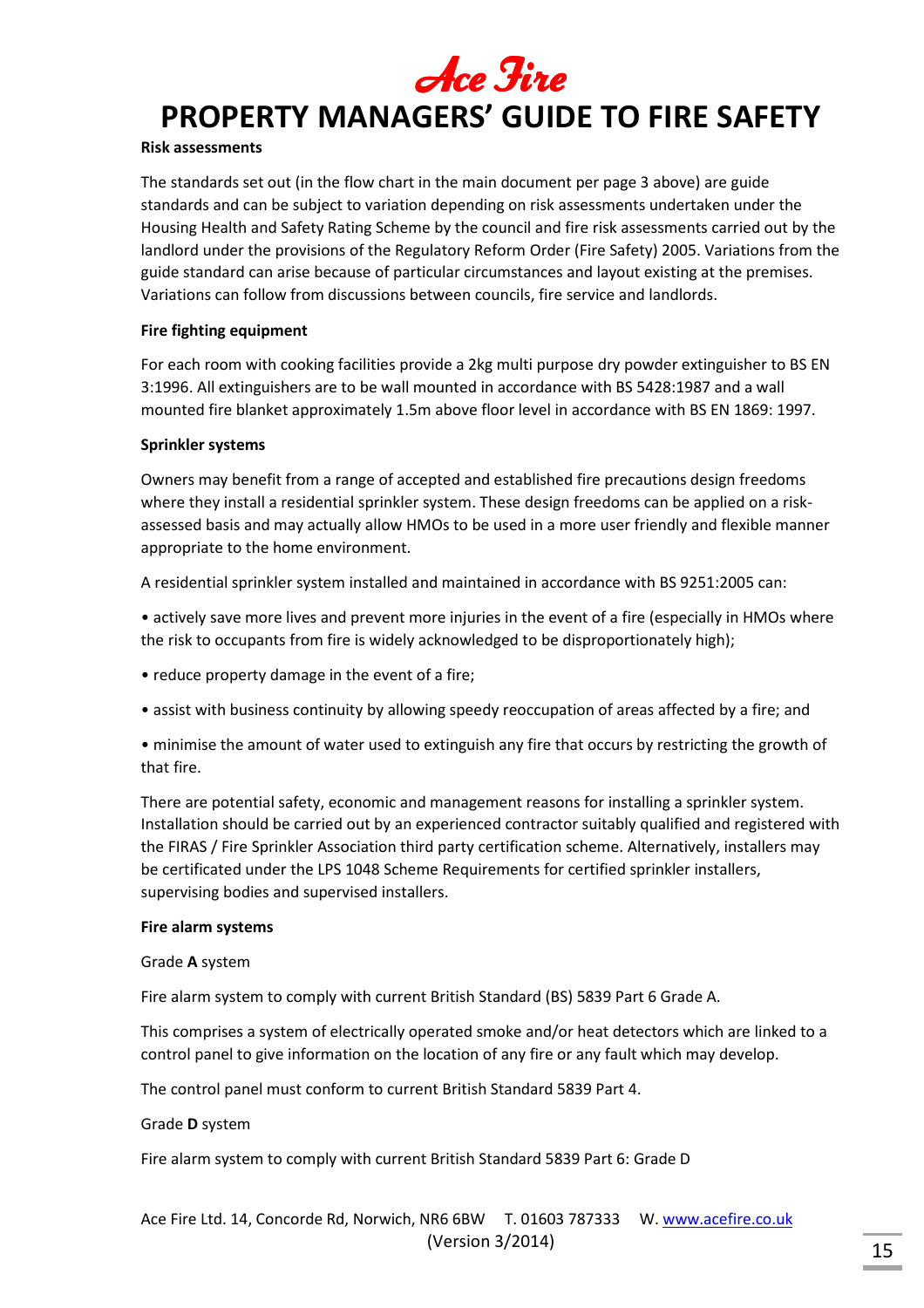## Risk assessments

The standards set out (in the flow chart in the main document per page 3 above) are guide standards and can be subject to variation depending on risk assessments undertaken under the Housing Health and Safety Rating Scheme by the council and fire risk assessments carried out by the landlord under the provisions of the Regulatory Reform Order (Fire Safety) 2005. Variations from the guide standard can arise because of particular circumstances and layout existing at the premises. Variations can follow from discussions between councils, fire service and landlords.

## Fire fighting equipment

For each room with cooking facilities provide a 2kg multi purpose dry powder extinguisher to BS EN 3:1996. All extinguishers are to be wall mounted in accordance with BS 5428:1987 and a wall mounted fire blanket approximately 1.5m above floor level in accordance with BS EN 1869: 1997.

## Sprinkler systems

Owners may benefit from a range of accepted and established fire precautions design freedoms where they install a residential sprinkler system. These design freedoms can be applied on a risk-assessed basis and may actually allow HMOs to be used in a more user friendly and flexible manner appropriate to the home environment.

A residential sprinkler system installed and maintained in accordance with BS 9251:2005 can:

- actively save more lives and prevent more injuries in the event of a fire (especially in HMOs where the risk to occupants from fire is widely acknowledged to be disproportionately high);
- reduce property damage in the event of a fire;
- assist with business continuity by allowing speedy reoccupation of areas affected by a fire; and
- minimise the amount of water used to extinguish any fire that occurs by restricting the growth of that fire.

There are potential safety, economic and management reasons for installing a sprinkler system. Installation should be carried out by an experienced contractor suitably qualified and registered with the FIRAS / Fire Sprinkler Association third party certification scheme. Alternatively, installers may be certificated under the LPS 1048 Scheme Requirements for certified sprinkler installers, supervising bodies and supervised installers.

## Fire alarm systems

Grade **A** system

Fire alarm system to comply with current British Standard (BS) 5839 Part 6 Grade A.

This comprises a system of electrically operated smoke and/or heat detectors which are linked to a control panel to give information on the location of any fire or any fault which may develop.

The control panel must conform to current British Standard 5839 Part 4.

Grade **D** system

Fire alarm system to comply with current British Standard 5839 Part 6: Grade D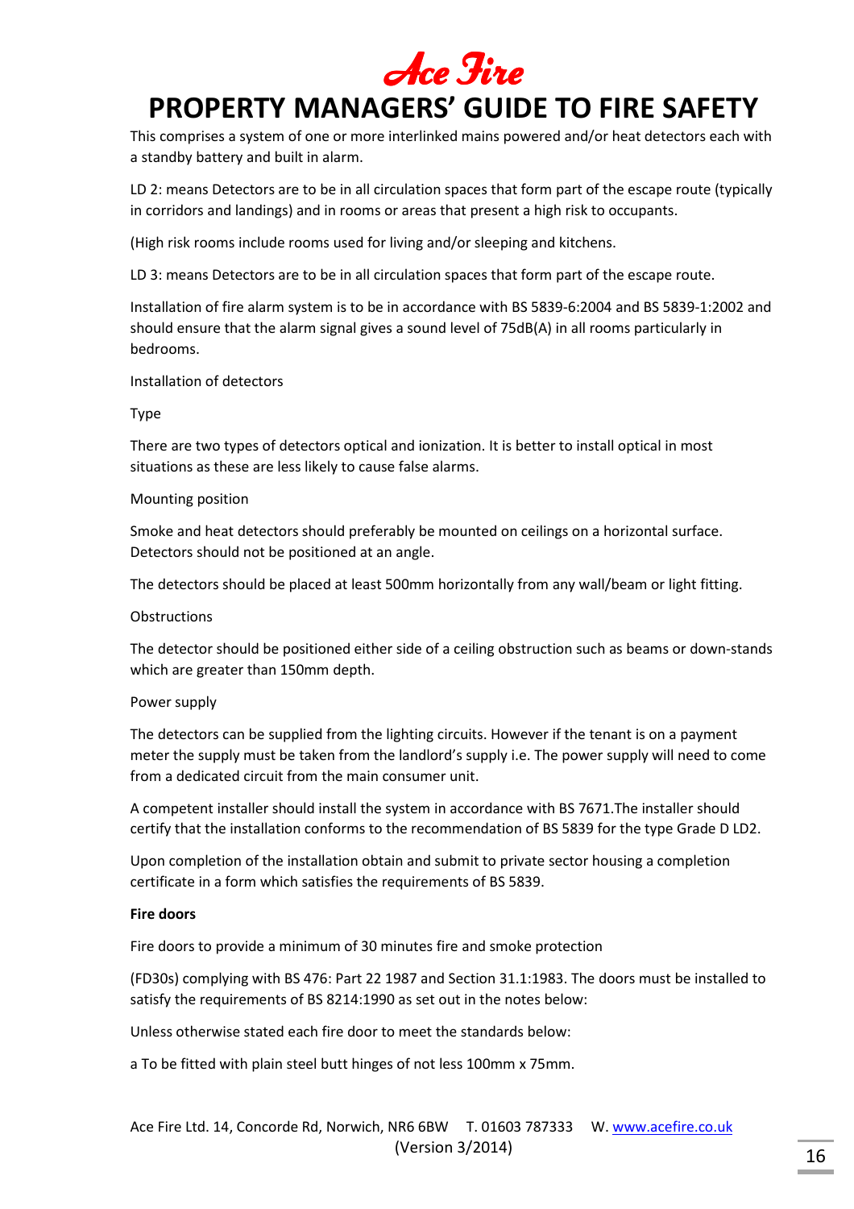This comprises a system of one or more interlinked mains powered and/or heat detectors each with a standby battery and built in alarm.

LD 2: means Detectors are to be in all circulation spaces that form part of the escape route (typically in corridors and landings) and in rooms or areas that present a high risk to occupants.

(High risk rooms include rooms used for living and/or sleeping and kitchens.

LD 3: means Detectors are to be in all circulation spaces that form part of the escape route.

Installation of fire alarm system is to be in accordance with BS 5839-6:2004 and BS 5839-1:2002 and should ensure that the alarm signal gives a sound level of 75dB(A) in all rooms particularly in bedrooms.

Installation of detectors

Type

There are two types of detectors optical and ionization. It is better to install optical in most situations as these are less likely to cause false alarms.

Mounting position

Smoke and heat detectors should preferably be mounted on ceilings on a horizontal surface. Detectors should not be positioned at an angle.

The detectors should be placed at least 500mm horizontally from any wall/beam or light fitting.

Obstructions

The detector should be positioned either side of a ceiling obstruction such as beams or down-stands which are greater than 150mm depth.

Power supply

The detectors can be supplied from the lighting circuits. However if the tenant is on a payment meter the supply must be taken from the landlord's supply i.e. The power supply will need to come from a dedicated circuit from the main consumer unit.

A competent installer should install the system in accordance with BS 7671.The installer should certify that the installation conforms to the recommendation of BS 5839 for the type Grade D LD2.

Upon completion of the installation obtain and submit to private sector housing a completion certificate in a form which satisfies the requirements of BS 5839.

**Fire doors**

Fire doors to provide a minimum of 30 minutes fire and smoke protection

(FD30s) complying with BS 476: Part 22 1987 and Section 31.1:1983. The doors must be installed to satisfy the requirements of BS 8214:1990 as set out in the notes below:

Unless otherwise stated each fire door to meet the standards below:

a To be fitted with plain steel butt hinges of not less 100mm x 75mm.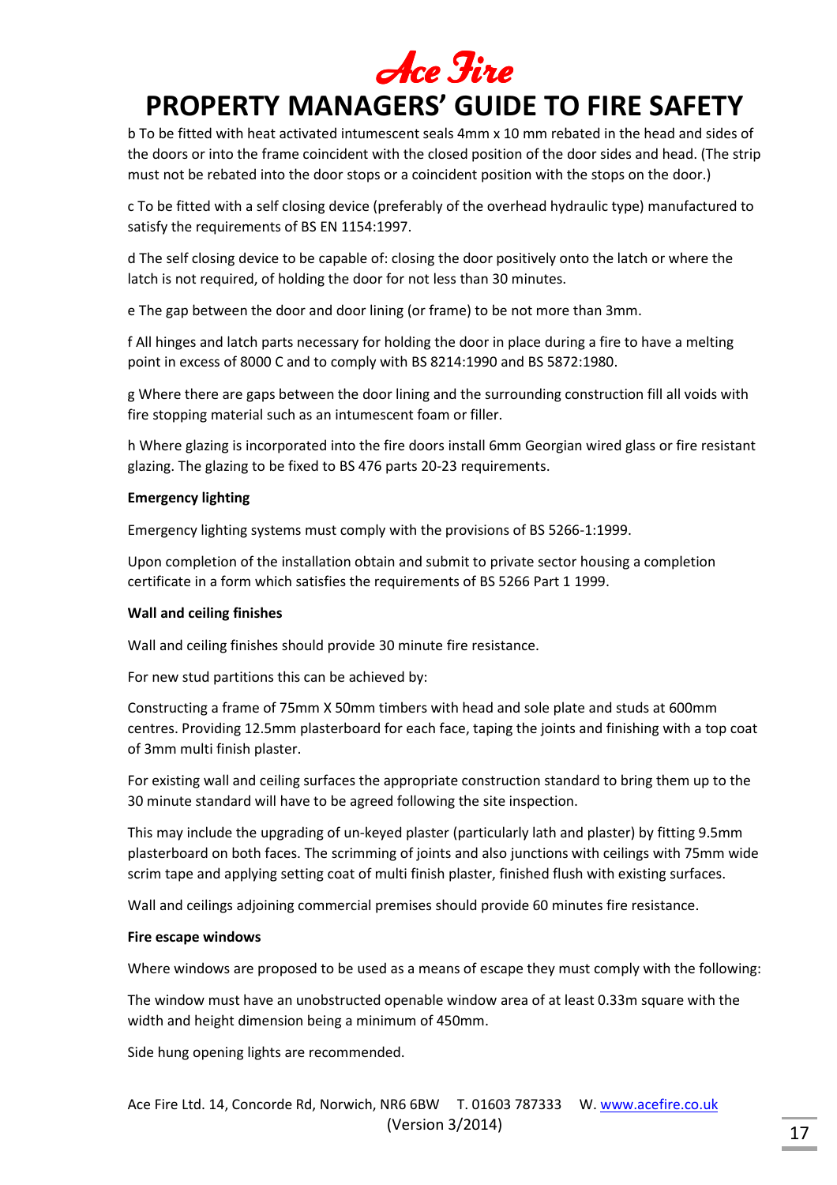# PROPERTY MANAGERS' GUIDE TO FIRE SAFETY

b To be fitted with heat activated intumescent seals 4mm x 10 mm rebated in the head and sides of the doors or into the frame coincident with the closed position of the door sides and head. (The strip must not be rebated into the door stops or a coincident position with the stops on the door.)

c To be fitted with a self closing device (preferably of the overhead hydraulic type) manufactured to satisfy the requirements of BS EN 1154:1997.

d The self closing device to be capable of: closing the door positively onto the latch or where the latch is not required, of holding the door for not less than 30 minutes.

e The gap between the door and door lining (or frame) to be not more than 3mm.

f All hinges and latch parts necessary for holding the door in place during a fire to have a melting point in excess of 8000 C and to comply with BS 8214:1990 and BS 5872:1980.

g Where there are gaps between the door lining and the surrounding construction fill all voids with fire stopping material such as an intumescent foam or filler.

h Where glazing is incorporated into the fire doors install 6mm Georgian wired glass or fire resistant glazing. The glazing to be fixed to BS 476 parts 20-23 requirements.

**Emergency lighting**

Emergency lighting systems must comply with the provisions of BS 5266-1:1999.

Upon completion of the installation obtain and submit to private sector housing a completion certificate in a form which satisfies the requirements of BS 5266 Part 1 1999.

**Wall and ceiling finishes**

Wall and ceiling finishes should provide 30 minute fire resistance.

For new stud partitions this can be achieved by:

Constructing a frame of 75mm X 50mm timbers with head and sole plate and studs at 600mm centres. Providing 12.5mm plasterboard for each face, taping the joints and finishing with a top coat of 3mm multi finish plaster.

For existing wall and ceiling surfaces the appropriate construction standard to bring them up to the 30 minute standard will have to be agreed following the site inspection.

This may include the upgrading of un-keyed plaster (particularly lath and plaster) by fitting 9.5mm plasterboard on both faces. The scrimming of joints and also junctions with ceilings with 75mm wide scrim tape and applying setting coat of multi finish plaster, finished flush with existing surfaces.

Wall and ceilings adjoining commercial premises should provide 60 minutes fire resistance.

**Fire escape windows**

Where windows are proposed to be used as a means of escape they must comply with the following:

The window must have an unobstructed openable window area of at least 0.33m square with the width and height dimension being a minimum of 450mm.

Side hung opening lights are recommended.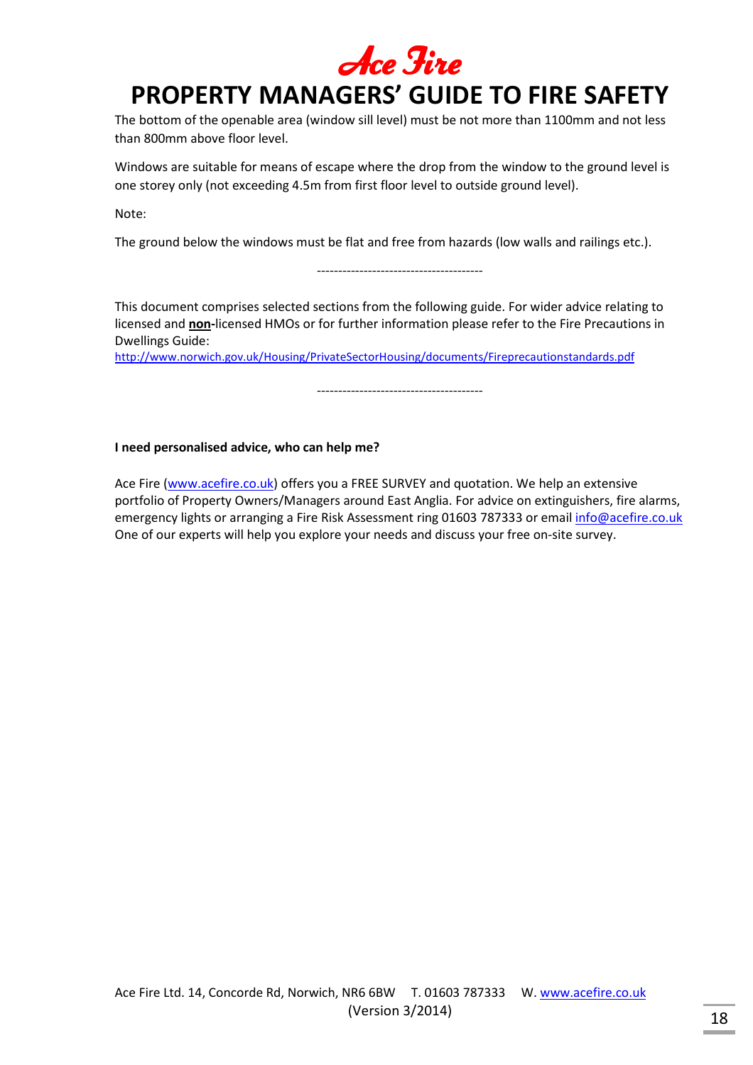The bottom of the openable area (window sill level) must be not more than 1100mm and not less than 800mm above floor level.

Windows are suitable for means of escape where the drop from the window to the ground level is one storey only (not exceeding 4.5m from first floor level to outside ground level).

Note:

The ground below the windows must be flat and free from hazards (low walls and railings etc.).

---------------------------------------

This document comprises selected sections from the following guide. For wider advice relating to licensed and **non-**licensed HMOs or for further information please refer to the Fire Precautions in Dwellings Guide:
http://www.norwich.gov.uk/Housing/PrivateSectorHousing/documents/Fireprecautionstandards.pdf

---------------------------------------

**I need personalised advice, who can help me?**

Ace Fire (www.acefire.co.uk) offers you a FREE SURVEY and quotation. We help an extensive portfolio of Property Owners/Managers around East Anglia. For advice on extinguishers, fire alarms, emergency lights or arranging a Fire Risk Assessment ring 01603 787333 or email info@acefire.co.uk
One of our experts will help you explore your needs and discuss your free on-site survey.